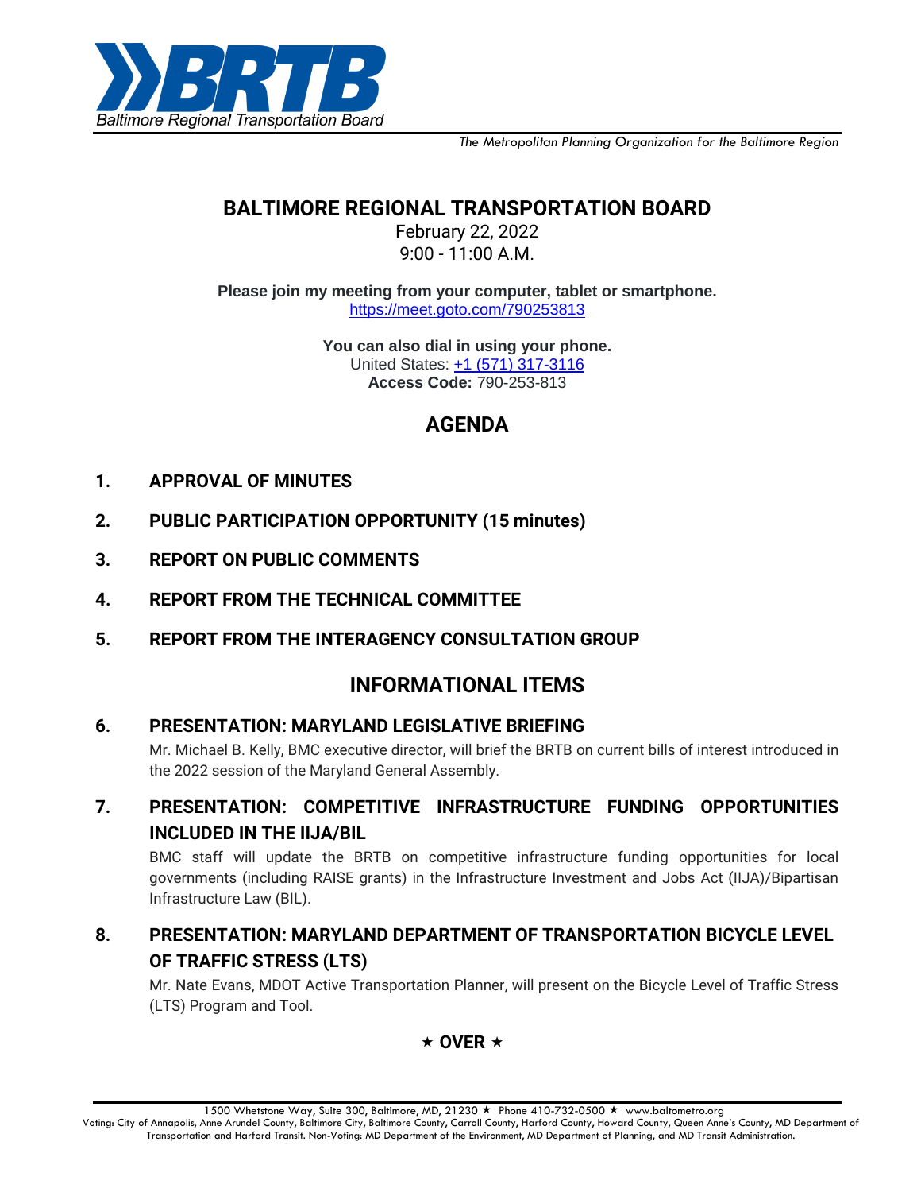**BRTB**
Baltimore Regional Transportation Board

*The Metropolitan Planning Organization for the Baltimore Region*

# BALTIMORE REGIONAL TRANSPORTATION BOARD

February 22, 2022
9:00 - 11:00 A.M.

**Please join my meeting from your computer, tablet or smartphone.**
https://meet.goto.com/790253813

**You can also dial in using your phone.**
United States: +1 (571) 317-3116
**Access Code:** 790-253-813

## AGENDA

**1. APPROVAL OF MINUTES**

**2. PUBLIC PARTICIPATION OPPORTUNITY (15 minutes)**

**3. REPORT ON PUBLIC COMMENTS**

**4. REPORT FROM THE TECHNICAL COMMITTEE**

**5. REPORT FROM THE INTERAGENCY CONSULTATION GROUP**

## INFORMATIONAL ITEMS

**6. PRESENTATION: MARYLAND LEGISLATIVE BRIEFING**

Mr. Michael B. Kelly, BMC executive director, will brief the BRTB on current bills of interest introduced in the 2022 session of the Maryland General Assembly.

**7. PRESENTATION: COMPETITIVE INFRASTRUCTURE FUNDING OPPORTUNITIES INCLUDED IN THE IIJA/BIL**

BMC staff will update the BRTB on competitive infrastructure funding opportunities for local governments (including RAISE grants) in the Infrastructure Investment and Jobs Act (IIJA)/Bipartisan Infrastructure Law (BIL).

**8. PRESENTATION: MARYLAND DEPARTMENT OF TRANSPORTATION BICYCLE LEVEL OF TRAFFIC STRESS (LTS)**

Mr. Nate Evans, MDOT Active Transportation Planner, will present on the Bicycle Level of Traffic Stress (LTS) Program and Tool.

★ **OVER** ★

1500 Whetstone Way, Suite 300, Baltimore, MD, 21230 ★ Phone 410-732-0500 ★ www.baltometro.org
Voting: City of Annapolis, Anne Arundel County, Baltimore City, Baltimore County, Carroll County, Harford County, Howard County, Queen Anne's County, MD Department of Transportation and Harford Transit. Non-Voting: MD Department of the Environment, MD Department of Planning, and MD Transit Administration.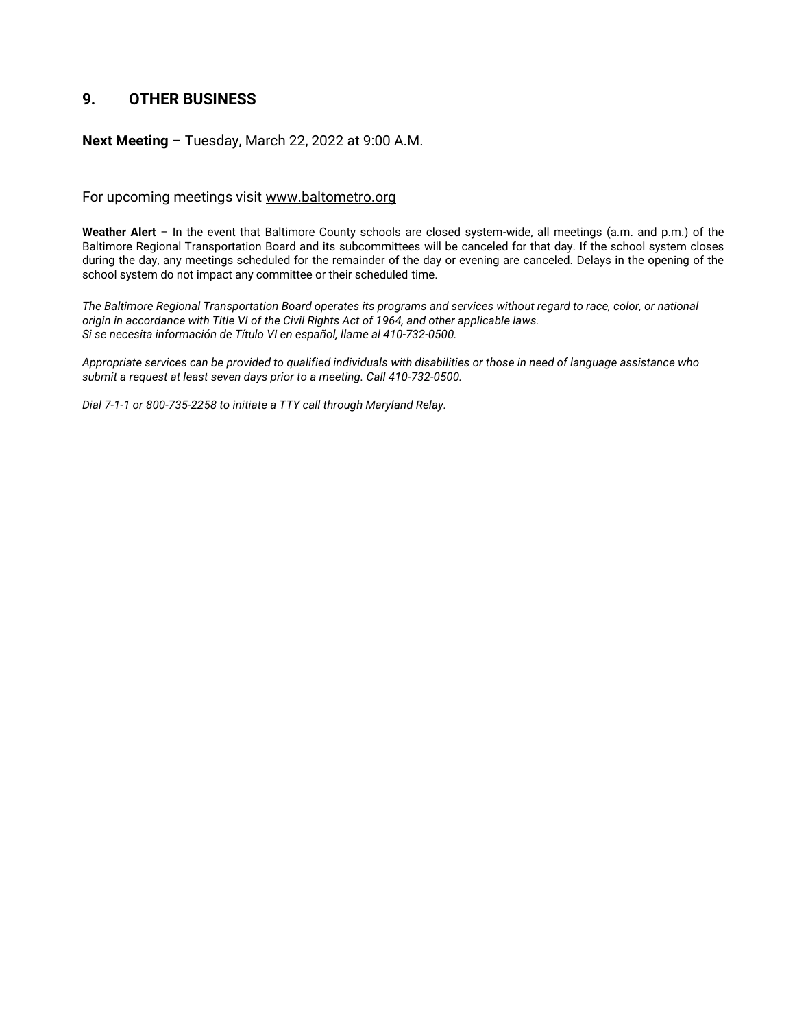## 9. OTHER BUSINESS

**Next Meeting** – Tuesday, March 22, 2022 at 9:00 A.M.

For upcoming meetings visit www.baltometro.org

**Weather Alert** – In the event that Baltimore County schools are closed system-wide, all meetings (a.m. and p.m.) of the Baltimore Regional Transportation Board and its subcommittees will be canceled for that day. If the school system closes during the day, any meetings scheduled for the remainder of the day or evening are canceled. Delays in the opening of the school system do not impact any committee or their scheduled time.

*The Baltimore Regional Transportation Board operates its programs and services without regard to race, color, or national origin in accordance with Title VI of the Civil Rights Act of 1964, and other applicable laws.*
*Si se necesita información de Título VI en español, llame al 410-732-0500.*

*Appropriate services can be provided to qualified individuals with disabilities or those in need of language assistance who submit a request at least seven days prior to a meeting. Call 410-732-0500.*

*Dial 7-1-1 or 800-735-2258 to initiate a TTY call through Maryland Relay.*